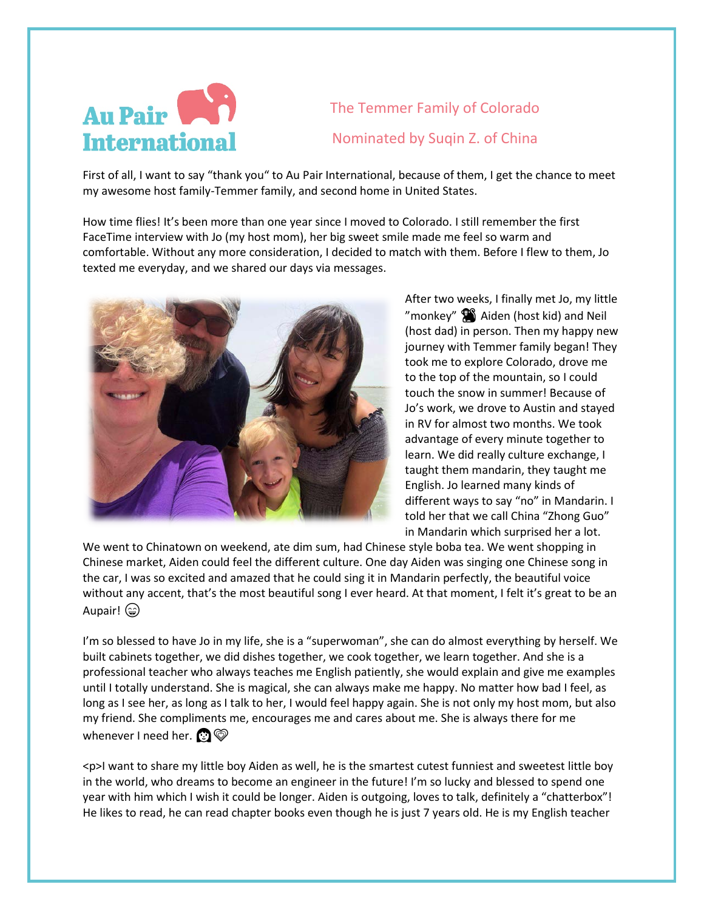Au Pair International

## The Temmer Family of Colorado

## Nominated by Suqin Z. of China

First of all, I want to say "thank you" to Au Pair International, because of them, I get the chance to meet my awesome host family-Temmer family, and second home in United States.

How time flies! It's been more than one year since I moved to Colorado. I still remember the first FaceTime interview with Jo (my host mom), her big sweet smile made me feel so warm and comfortable. Without any more consideration, I decided to match with them. Before I flew to them, Jo texted me everyday, and we shared our days via messages.

After two weeks, I finally met Jo, my little "monkey" 🐒 Aiden (host kid) and Neil (host dad) in person. Then my happy new journey with Temmer family began! They took me to explore Colorado, drove me to the top of the mountain, so I could touch the snow in summer! Because of Jo's work, we drove to Austin and stayed in RV for almost two months. We took advantage of every minute together to learn. We did really culture exchange, I taught them mandarin, they taught me English. Jo learned many kinds of different ways to say "no" in Mandarin. I told her that we call China "Zhong Guo" in Mandarin which surprised her a lot. We went to Chinatown on weekend, ate dim sum, had Chinese style boba tea. We went shopping in Chinese market, Aiden could feel the different culture. One day Aiden was singing one Chinese song in the car, I was so excited and amazed that he could sing it in Mandarin perfectly, the beautiful voice without any accent, that's the most beautiful song I ever heard. At that moment, I felt it's great to be an Aupair! 😄

I'm so blessed to have Jo in my life, she is a "superwoman", she can do almost everything by herself. We built cabinets together, we did dishes together, we cook together, we learn together. And she is a professional teacher who always teaches me English patiently, she would explain and give me examples until I totally understand. She is magical, she can always make me happy. No matter how bad I feel, as long as I see her, as long as I talk to her, I would feel happy again. She is not only my host mom, but also my friend. She compliments me, encourages me and cares about me. She is always there for me whenever I need her. 👩💗

<p>I want to share my little boy Aiden as well, he is the smartest cutest funniest and sweetest little boy in the world, who dreams to become an engineer in the future! I'm so lucky and blessed to spend one year with him which I wish it could be longer. Aiden is outgoing, loves to talk, definitely a "chatterbox"! He likes to read, he can read chapter books even though he is just 7 years old. He is my English teacher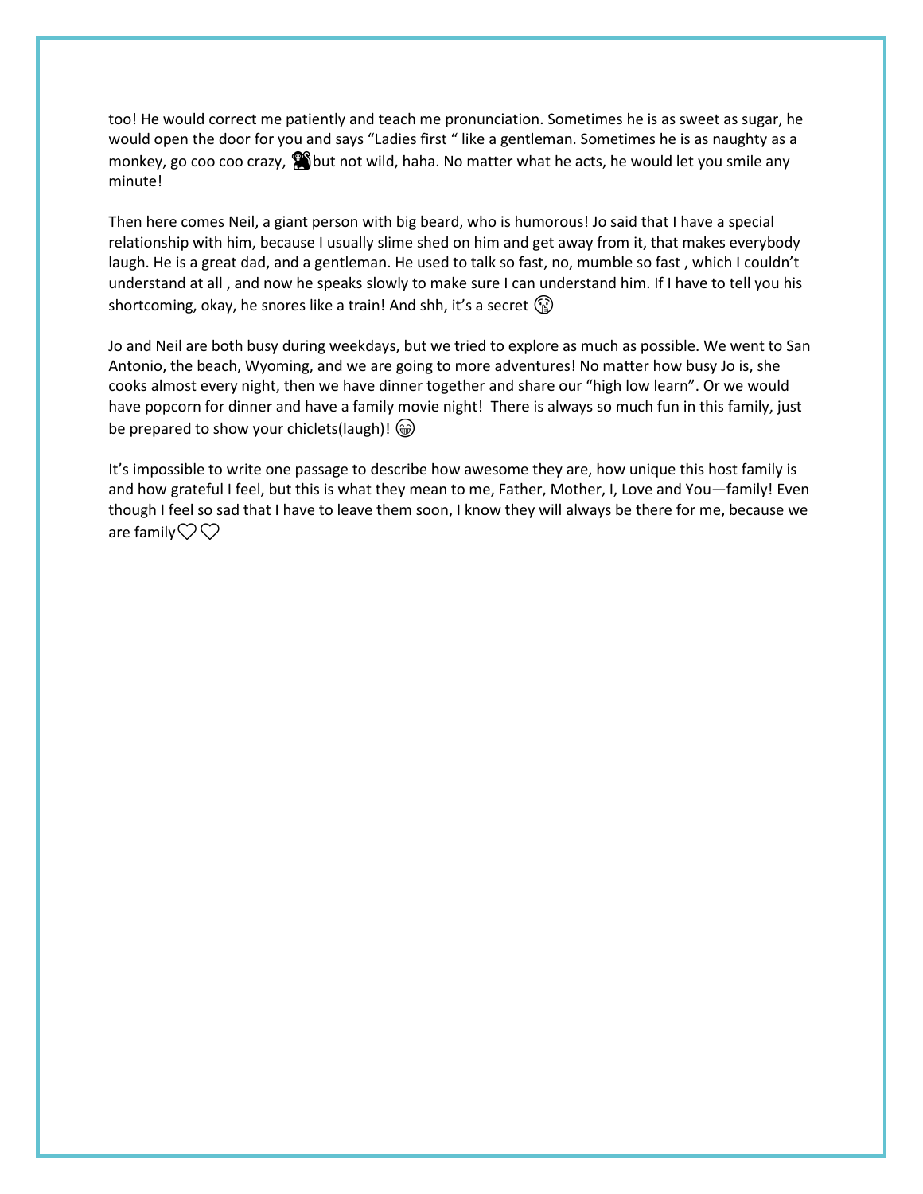too! He would correct me patiently and teach me pronunciation. Sometimes he is as sweet as sugar, he would open the door for you and says "Ladies first " like a gentleman. Sometimes he is as naughty as a monkey, go coo coo crazy, 🐒but not wild, haha. No matter what he acts, he would let you smile any minute!

Then here comes Neil, a giant person with big beard, who is humorous! Jo said that I have a special relationship with him, because I usually slime shed on him and get away from it, that makes everybody laugh. He is a great dad, and a gentleman. He used to talk so fast, no, mumble so fast , which I couldn't understand at all , and now he speaks slowly to make sure I can understand him. If I have to tell you his shortcoming, okay, he snores like a train! And shh, it's a secret 😘

Jo and Neil are both busy during weekdays, but we tried to explore as much as possible. We went to San Antonio, the beach, Wyoming, and we are going to more adventures! No matter how busy Jo is, she cooks almost every night, then we have dinner together and share our "high low learn". Or we would have popcorn for dinner and have a family movie night! There is always so much fun in this family, just be prepared to show your chiclets(laugh)! 😁

It's impossible to write one passage to describe how awesome they are, how unique this host family is and how grateful I feel, but this is what they mean to me, Father, Mother, I, Love and You—family! Even though I feel so sad that I have to leave them soon, I know they will always be there for me, because we are family♡♡